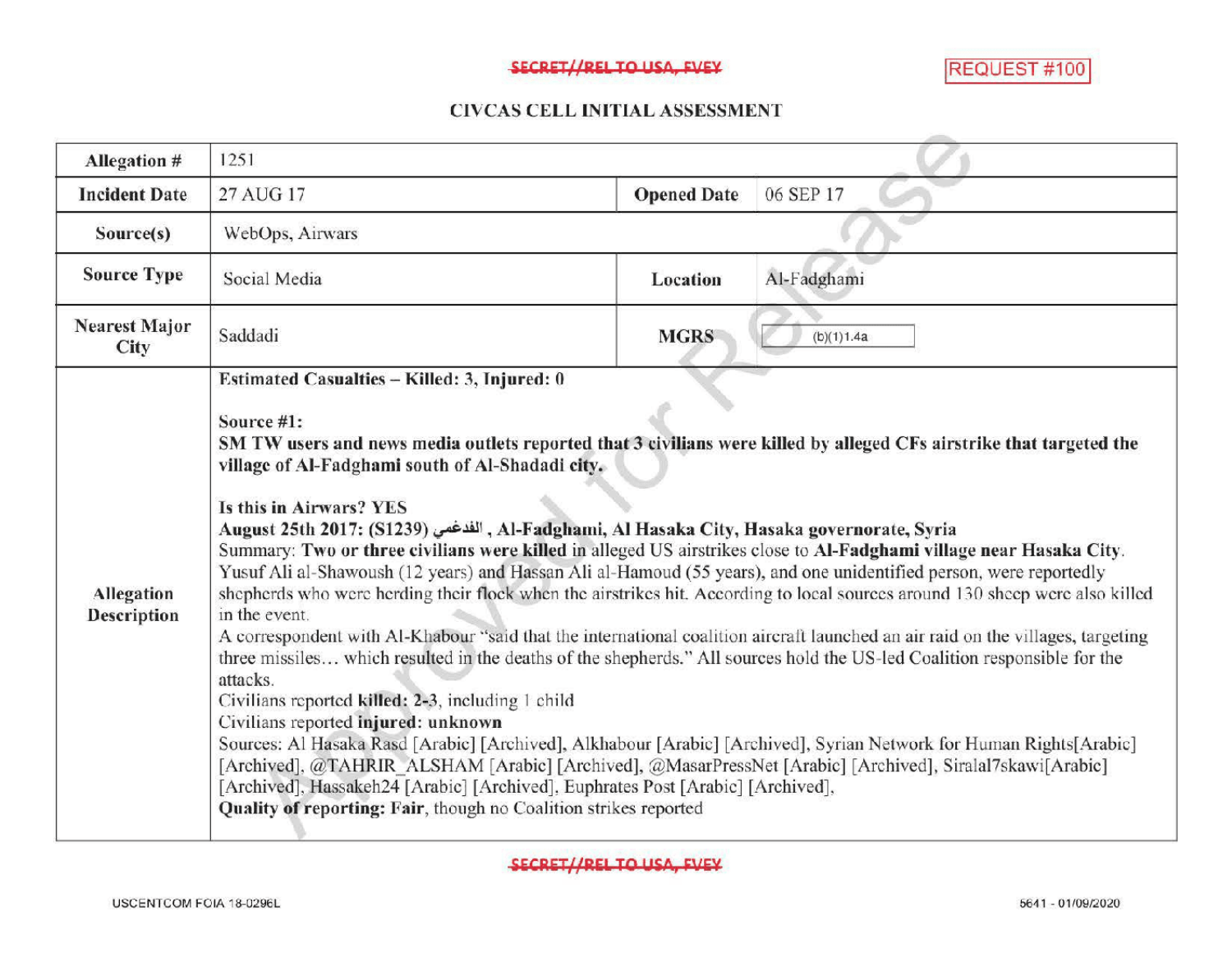SECRET//REL TO USA, FVEY

REQUEST #100

# CIVCAS CELL INITIAL ASSESSMENT

| Allegation # | 1251 | | |
|---|---|---|---|
| **Incident Date** | 27 AUG 17 | **Opened Date** | 06 SEP 17 |
| **Source(s)** | WebOps, Airwars | | |
| **Source Type** | Social Media | **Location** | Al-Fadghami |
| **Nearest Major City** | Saddadi | **MGRS** | (b)(1)1.4a |
| **Allegation Description** | **Estimated Casualties – Killed: 3, Injured: 0**<br><br>**Source #1:**<br>**SM TW users and news media outlets reported that 3 civilians were killed by alleged CFs airstrike that targeted the village of Al-Fadghami south of Al-Shadadi city.**<br><br>**Is this in Airwars? YES**<br>**August 25th 2017: (S1239) الفدغمي , Al-Fadghami, Al Hasaka City, Hasaka governorate, Syria**<br>Summary: **Two or three civilians were killed** in alleged US airstrikes close to **Al-Fadghami village near Hasaka City**. Yusuf Ali al-Shawoush (12 years) and Hassan Ali al-Hamoud (55 years), and one unidentified person, were reportedly shepherds who were herding their flock when the airstrikes hit. According to local sources around 130 sheep were also killed in the event.<br>A correspondent with Al-Khabour "said that the international coalition aircraft launched an air raid on the villages, targeting three missiles… which resulted in the deaths of the shepherds." All sources hold the US-led Coalition responsible for the attacks.<br>Civilians reported **killed: 2-3**, including 1 child<br>Civilians reported **injured: unknown**<br>Sources: Al Hasaka Rasd [Arabic] [Archived], Alkhabour [Arabic] [Archived], Syrian Network for Human Rights[Arabic] [Archived], @TAHRIR_ALSHAM [Arabic] [Archived], @MasarPressNet [Arabic] [Archived], Siralal7skawi[Arabic] [Archived], Hassakeh24 [Arabic] [Archived], Euphrates Post [Arabic] [Archived],<br>**Quality of reporting: Fair**, though no Coalition strikes reported | | |

SECRET//REL TO USA, FVEY

USCENTCOM FOIA 18-0296L

5641 - 01/09/2020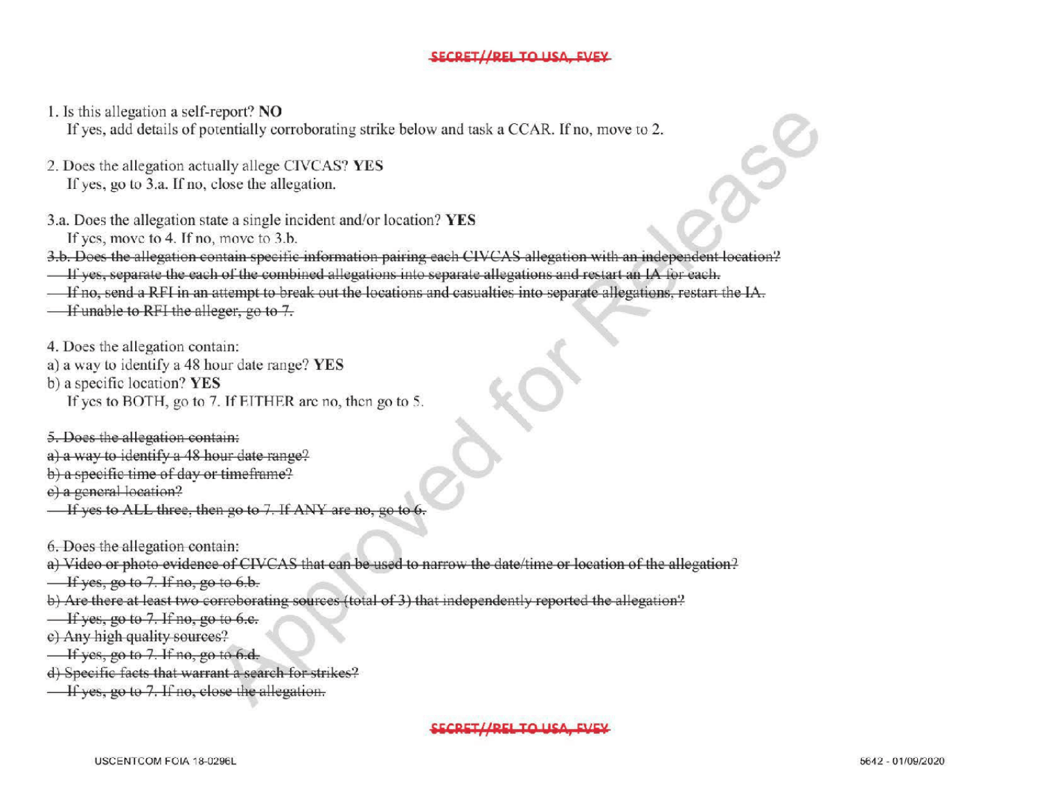1. Is this allegation a self-report? **NO**
   If yes, add details of potentially corroborating strike below and task a CCAR. If no, move to 2.

2. Does the allegation actually allege CIVCAS? **YES**
   If yes, go to 3.a. If no, close the allegation.

3.a. Does the allegation state a single incident and/or location? **YES**
   If yes, move to 4. If no, move to 3.b.

~~3.b. Does the allegation contain specific information pairing each CIVCAS allegation with an independent location?~~
~~If yes, separate the each of the combined allegations into separate allegations and restart an IA for each.~~
~~If no, send a RFI in an attempt to break out the locations and casualties into separate allegations, restart the IA.~~
~~If unable to RFI the alleger, go to 7.~~

4. Does the allegation contain:
a) a way to identify a 48 hour date range? **YES**
b) a specific location? **YES**
   If yes to BOTH, go to 7. If EITHER are no, then go to 5.

~~5. Does the allegation contain:~~
~~a) a way to identify a 48 hour date range?~~
~~b) a specific time of day or timeframe?~~
~~c) a general location?~~
~~If yes to ALL three, then go to 7. If ANY are no, go to 6.~~

6. Does the allegation contain:
~~a) Video or photo evidence of CIVCAS that can be used to narrow the date/time or location of the allegation?~~
~~If yes, go to 7. If no, go to 6.b.~~
~~b) Are there at least two corroborating sources (total of 3) that independently reported the allegation?~~
~~If yes, go to 7. If no, go to 6.c.~~
~~c) Any high quality sources?~~
~~If yes, go to 7. If no, go to 6.d.~~
~~d) Specific facts that warrant a search for strikes?~~
~~If yes, go to 7. If no, close the allegation.~~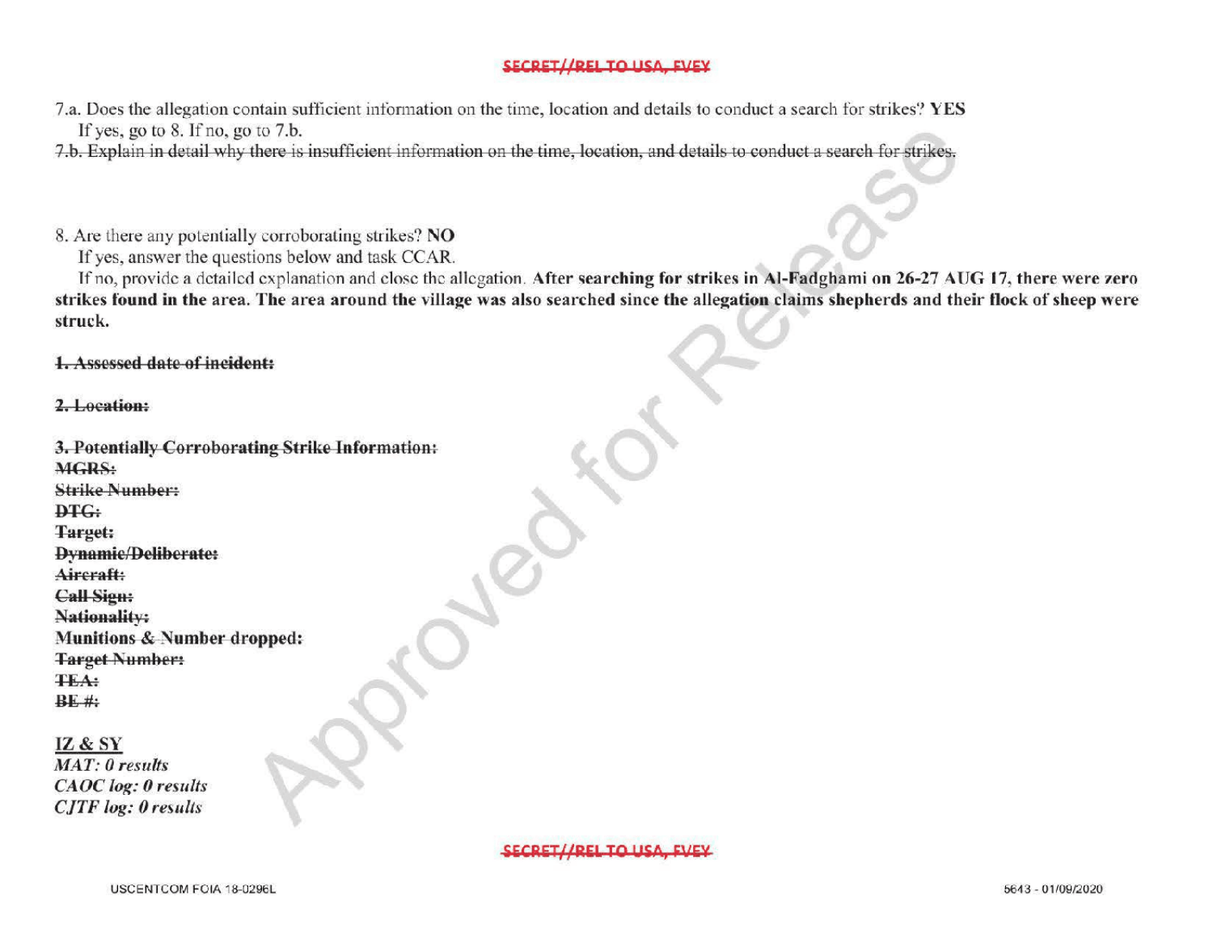7.a. Does the allegation contain sufficient information on the time, location and details to conduct a search for strikes? **YES**

If yes, go to 8. If no, go to 7.b.

~~7.b. Explain in detail why there is insufficient information on the time, location, and details to conduct a search for strikes.~~

8. Are there any potentially corroborating strikes? **NO**

If yes, answer the questions below and task CCAR.

If no, provide a detailed explanation and close the allegation. **After searching for strikes in Al-Fadghami on 26-27 AUG 17, there were zero strikes found in the area. The area around the village was also searched since the allegation claims shepherds and their flock of sheep were struck.**

**~~1. Assessed date of incident:~~**

**~~2. Location:~~**

**~~3. Potentially Corroborating Strike Information:~~**
**~~MGRS:~~**
**~~Strike Number:~~**
**~~DTG:~~**
**~~Target:~~**
**~~Dynamic/Deliberate:~~**
**~~Aircraft:~~**
**~~Call Sign:~~**
**~~Nationality:~~**
**~~Munitions & Number dropped:~~**
**~~Target Number:~~**
**~~TEA:~~**
**~~BE #:~~**

IZ & SY
*MAT: 0 results*
*CAOC log: 0 results*
*CJTF log: 0 results*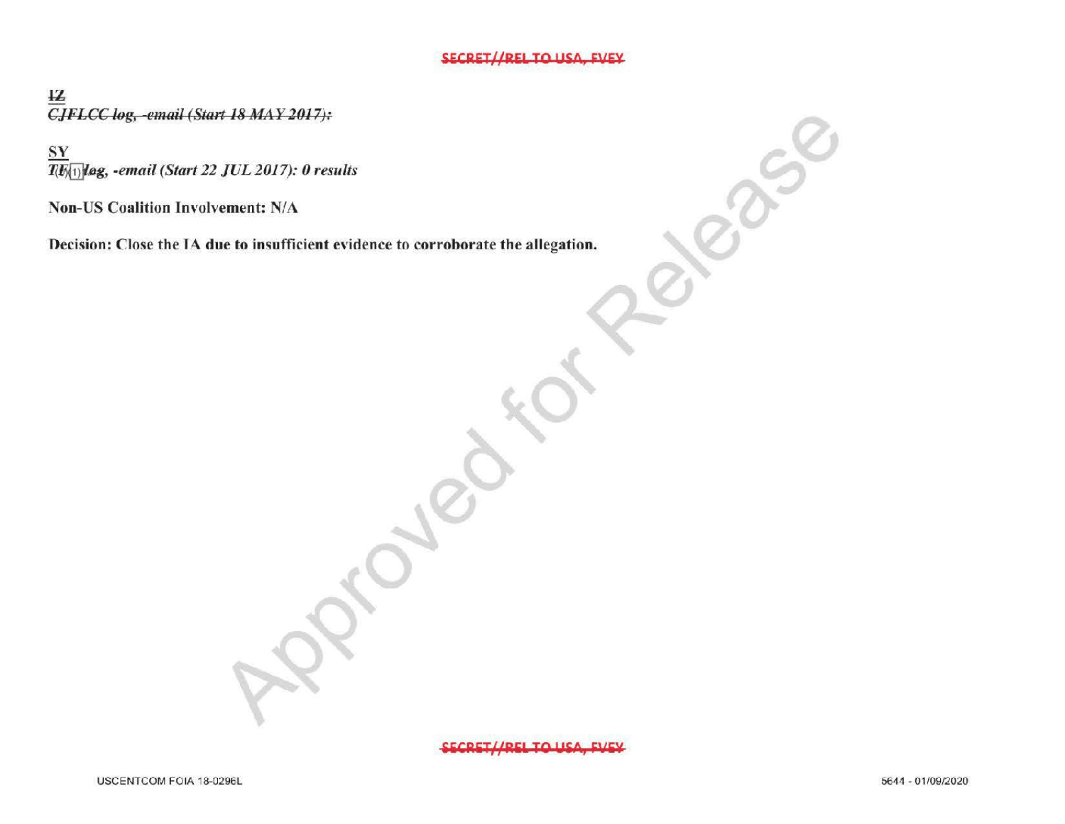~~IZ~~

*~~CJFLCC log, -email (Start 18 MAY 2017):~~*

SY

*~~TF~~(b)(1) ~~log~~, -email (Start 22 JUL 2017): 0 results*

**Non-US Coalition Involvement: N/A**

**Decision: Close the IA due to insufficient evidence to corroborate the allegation.**